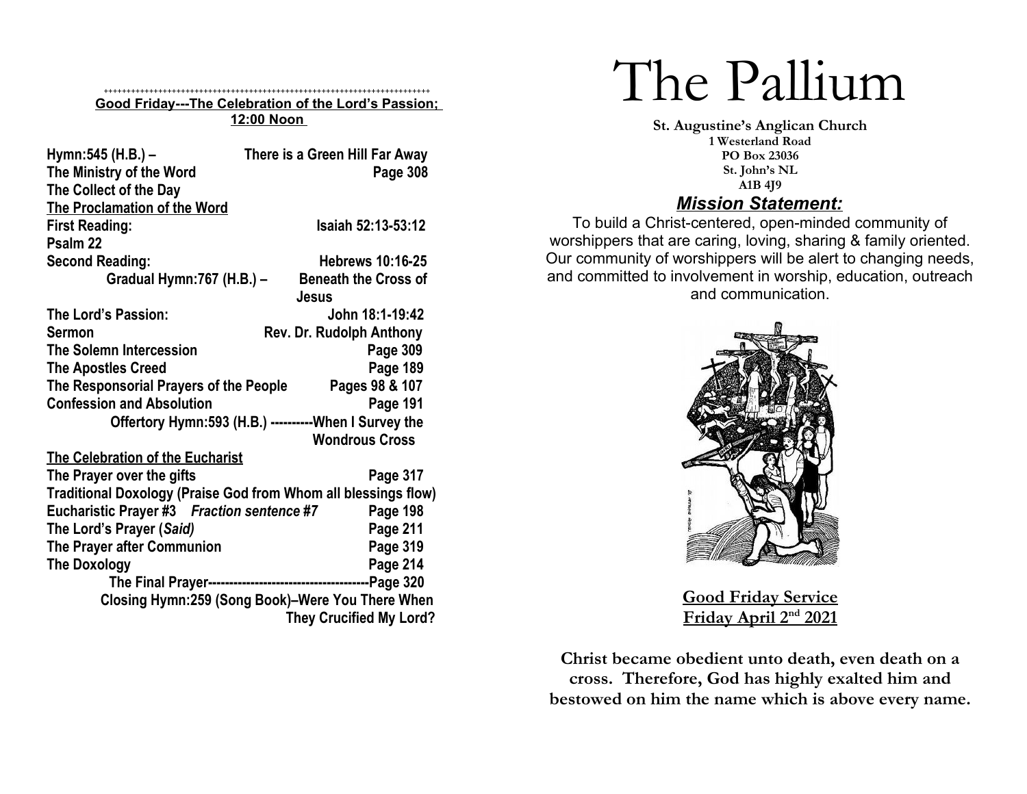++++++++++++++++++++++++++++++++++++++++++++++++++++++++++++++++++++++++

**Good Friday---The Celebration of the Lord's Passion; 12:00 Noon**

**Hymn:545 (H.B.) – There is a Green Hill Far Away**
**The Ministry of the Word Page 308**
**The Collect of the Day**
**The Proclamation of the Word**
**First Reading: Isaiah 52:13-53:12**
**Psalm 22**
**Second Reading: Hebrews 10:16-25**
**Gradual Hymn:767 (H.B.) – Beneath the Cross of Jesus**
**The Lord's Passion: John 18:1-19:42**
**Sermon Rev. Dr. Rudolph Anthony**
**The Solemn Intercession Page 309**
**The Apostles Creed Page 189**
**The Responsorial Prayers of the People Pages 98 & 107**
**Confession and Absolution Page 191**
**Offertory Hymn:593 (H.B.) ----------When I Survey the Wondrous Cross**
**The Celebration of the Eucharist**
**The Prayer over the gifts Page 317**
**Traditional Doxology (Praise God from Whom all blessings flow)**
**Eucharistic Prayer #3 *Fraction sentence* #7 Page 198**
**The Lord's Prayer (*Said)* Page 211**
**The Prayer after Communion Page 319**
**The Doxology Page 214**
**The Final Prayer-------------------------------------Page 320**
**Closing Hymn:259 (Song Book)–Were You There When They Crucified My Lord?**

# The Pallium

**St. Augustine's Anglican Church**
**1 Westerland Road**
**PO Box 23036**
**St. John's NL**
**A1B 4J9**

## *Mission Statement:*

To build a Christ-centered, open-minded community of worshippers that are caring, loving, sharing & family oriented. Our community of worshippers will be alert to changing needs, and committed to involvement in worship, education, outreach and communication.

**Good Friday Service**
**Friday April 2nd 2021**

**Christ became obedient unto death, even death on a cross. Therefore, God has highly exalted him and bestowed on him the name which is above every name.**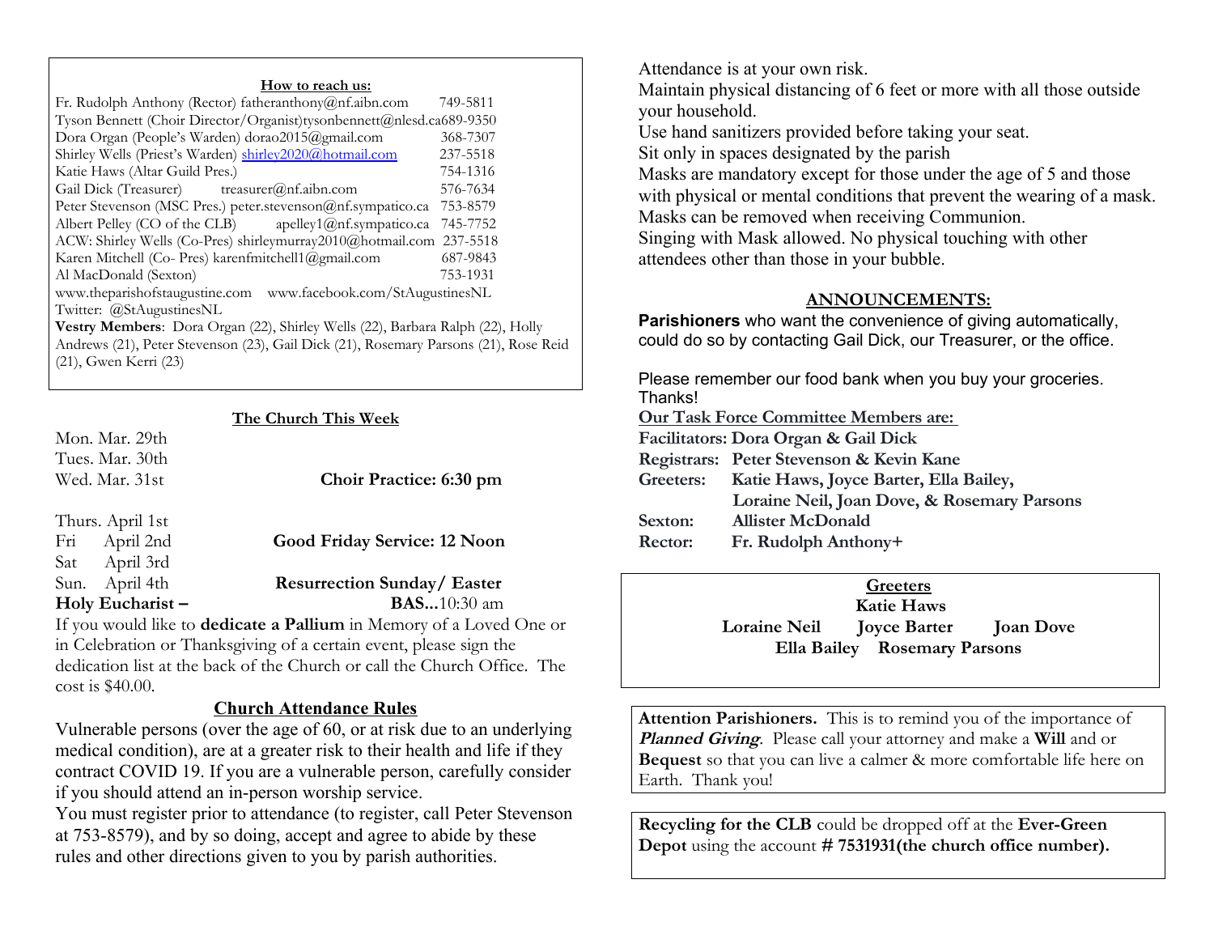**How to reach us:**

Fr. Rudolph Anthony (Rector) fatheranthony@nf.aibn.com 749-5811
Tyson Bennett (Choir Director/Organist)tysonbennett@nlesd.ca689-9350
Dora Organ (People's Warden) dorao2015@gmail.com 368-7307
Shirley Wells (Priest's Warden) shirley2020@hotmail.com 237-5518
Katie Haws (Altar Guild Pres.) 754-1316
Gail Dick (Treasurer) treasurer@nf.aibn.com 576-7634
Peter Stevenson (MSC Pres.) peter.stevenson@nf.sympatico.ca 753-8579
Albert Pelley (CO of the CLB) apelley1@nf.sympatico.ca 745-7752
ACW: Shirley Wells (Co-Pres) shirleymurray2010@hotmail.com 237-5518
Karen Mitchell (Co- Pres) karenfmitchell1@gmail.com 687-9843
Al MacDonald (Sexton) 753-1931
www.theparishofstaugustine.com www.facebook.com/StAugustinesNL
Twitter: @StAugustinesNL

**Vestry Members**: Dora Organ (22), Shirley Wells (22), Barbara Ralph (22), Holly Andrews (21), Peter Stevenson (23), Gail Dick (21), Rosemary Parsons (21), Rose Reid (21), Gwen Kerri (23)

**The Church This Week**

| | |
|---|---|
| Mon. Mar. 29th | |
| Tues. Mar. 30th | |
| Wed. Mar. 31st | **Choir Practice: 6:30 pm** |
| Thurs. April 1st | |
| Fri April 2nd | **Good Friday Service: 12 Noon** |
| Sat April 3rd | |
| Sun. April 4th | **Resurrection Sunday/ Easter** |
| **Holy Eucharist –** | **BAS...**10:30 am |

If you would like to **dedicate a Pallium** in Memory of a Loved One or in Celebration or Thanksgiving of a certain event, please sign the dedication list at the back of the Church or call the Church Office. The cost is $40.00.

## Church Attendance Rules

Vulnerable persons (over the age of 60, or at risk due to an underlying medical condition), are at a greater risk to their health and life if they contract COVID 19. If you are a vulnerable person, carefully consider if you should attend an in-person worship service.

You must register prior to attendance (to register, call Peter Stevenson at 753-8579), and by so doing, accept and agree to abide by these rules and other directions given to you by parish authorities.

Attendance is at your own risk.

Maintain physical distancing of 6 feet or more with all those outside your household.

Use hand sanitizers provided before taking your seat.

Sit only in spaces designated by the parish

Masks are mandatory except for those under the age of 5 and those with physical or mental conditions that prevent the wearing of a mask. Masks can be removed when receiving Communion.

Singing with Mask allowed. No physical touching with other attendees other than those in your bubble.

## ANNOUNCEMENTS:

**Parishioners** who want the convenience of giving automatically, could do so by contacting Gail Dick, our Treasurer, or the office.

Please remember our food bank when you buy your groceries. Thanks!

**Our Task Force Committee Members are:**

**Facilitators: Dora Organ & Gail Dick**
**Registrars: Peter Stevenson & Kevin Kane**
**Greeters: Katie Haws, Joyce Barter, Ella Bailey, Loraine Neil, Joan Dove, & Rosemary Parsons**
**Sexton: Allister McDonald**
**Rector: Fr. Rudolph Anthony+**

**Greeters**
**Katie Haws**
**Loraine Neil Joyce Barter Joan Dove**
**Ella Bailey Rosemary Parsons**

**Attention Parishioners.** This is to remind you of the importance of ***Planned Giving***. Please call your attorney and make a **Will** and or **Bequest** so that you can live a calmer & more comfortable life here on Earth. Thank you!

**Recycling for the CLB** could be dropped off at the **Ever-Green Depot** using the account **# 7531931(the church office number).**